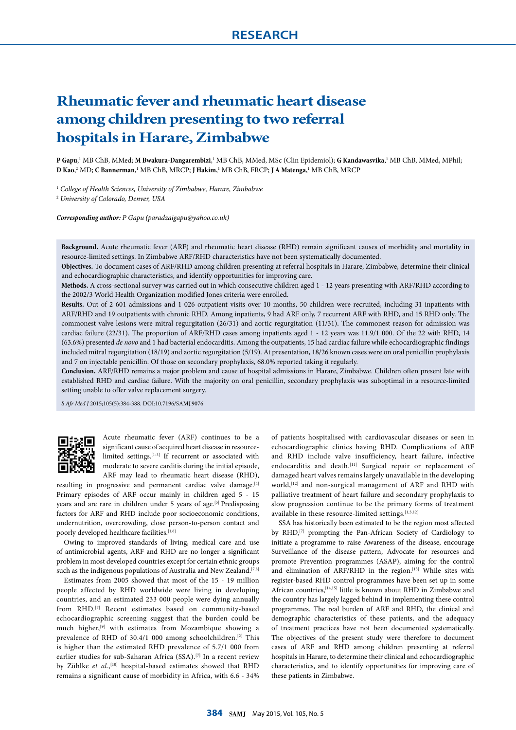# Rheumatic fever and rheumatic heart disease among children presenting to two referral hospitals in Harare, Zimbabwe

**P Gapu**,[1] MB ChB, MMed; **M Bwakura-Dangarembizi**,[1] MB ChB, MMed, MSc (Clin Epidemiol); **G Kandawasvika**,[1] MB ChB, MMed, MPhil; **D Kao**,[2] MD; **C Bannerman**,[1] MB ChB, MRCP; **J Hakim**,[1] MB ChB, FRCP; **J A Matenga**,[1] MB ChB, MRCP

[1] *College of Health Sciences, University of Zimbabwe, Harare, Zimbabwe*
[2] *University of Colorado, Denver, USA*

***Corresponding author:*** *P Gapu (paradzaigapu@yahoo.co.uk)*

**Background.** Acute rheumatic fever (ARF) and rheumatic heart disease (RHD) remain significant causes of morbidity and mortality in resource-limited settings. In Zimbabwe ARF/RHD characteristics have not been systematically documented.

**Objectives.** To document cases of ARF/RHD among children presenting at referral hospitals in Harare, Zimbabwe, determine their clinical and echocardiographic characteristics, and identify opportunities for improving care.

**Methods.** A cross-sectional survey was carried out in which consecutive children aged 1 - 12 years presenting with ARF/RHD according to the 2002/3 World Health Organization modified Jones criteria were enrolled.

**Results.** Out of 2 601 admissions and 1 026 outpatient visits over 10 months, 50 children were recruited, including 31 inpatients with ARF/RHD and 19 outpatients with chronic RHD. Among inpatients, 9 had ARF only, 7 recurrent ARF with RHD, and 15 RHD only. The commonest valve lesions were mitral regurgitation (26/31) and aortic regurgitation (11/31). The commonest reason for admission was cardiac failure (22/31). The proportion of ARF/RHD cases among inpatients aged 1 - 12 years was 11.9/1 000. Of the 22 with RHD, 14 (63.6%) presented *de novo* and 1 had bacterial endocarditis. Among the outpatients, 15 had cardiac failure while echocardiographic findings included mitral regurgitation (18/19) and aortic regurgitation (5/19). At presentation, 18/26 known cases were on oral penicillin prophylaxis and 7 on injectable penicillin. Of those on secondary prophylaxis, 68.0% reported taking it regularly.

**Conclusion.** ARF/RHD remains a major problem and cause of hospital admissions in Harare, Zimbabwe. Children often present late with established RHD and cardiac failure. With the majority on oral penicillin, secondary prophylaxis was suboptimal in a resource-limited setting unable to offer valve replacement surgery.

*S Afr Med J* 2015;105(5):384-388. DOI:10.7196/SAMJ.9076

Acute rheumatic fever (ARF) continues to be a significant cause of acquired heart disease in resource-limited settings.[1-3] If recurrent or associated with moderate to severe carditis during the initial episode, ARF may lead to rheumatic heart disease (RHD), resulting in progressive and permanent cardiac valve damage.[4] Primary episodes of ARF occur mainly in children aged 5 - 15 years and are rare in children under 5 years of age.[5] Predisposing factors for ARF and RHD include poor socioeconomic conditions, undernutrition, overcrowding, close person-to-person contact and poorly developed healthcare facilities.[1,6]

Owing to improved standards of living, medical care and use of antimicrobial agents, ARF and RHD are no longer a significant problem in most developed countries except for certain ethnic groups such as the indigenous populations of Australia and New Zealand.[7,8]

Estimates from 2005 showed that most of the 15 - 19 million people affected by RHD worldwide were living in developing countries, and an estimated 233 000 people were dying annually from RHD.[7] Recent estimates based on community-based echocardiographic screening suggest that the burden could be much higher,[9] with estimates from Mozambique showing a prevalence of RHD of 30.4/1 000 among schoolchildren.[2] This is higher than the estimated RHD prevalence of 5.7/1 000 from earlier studies for sub-Saharan Africa (SSA).[7] In a recent review by Zühlke *et al.*,[10] hospital-based estimates showed that RHD remains a significant cause of morbidity in Africa, with 6.6 - 34% of patients hospitalised with cardiovascular diseases or seen in echocardiographic clinics having RHD. Complications of ARF and RHD include valve insufficiency, heart failure, infective endocarditis and death.[11] Surgical repair or replacement of damaged heart valves remains largely unavailable in the developing world,[12] and non-surgical management of ARF and RHD with palliative treatment of heart failure and secondary prophylaxis to slow progression continue to be the primary forms of treatment available in these resource-limited settings.[1,3,12]

SSA has historically been estimated to be the region most affected by RHD,[7] prompting the Pan-African Society of Cardiology to initiate a programme to raise Awareness of the disease, encourage Surveillance of the disease pattern, Advocate for resources and promote Prevention programmes (ASAP), aiming for the control and elimination of ARF/RHD in the region.[13] While sites with register-based RHD control programmes have been set up in some African countries,[14,15] little is known about RHD in Zimbabwe and the country has largely lagged behind in implementing these control programmes. The real burden of ARF and RHD, the clinical and demographic characteristics of these patients, and the adequacy of treatment practices have not been documented systematically. The objectives of the present study were therefore to document cases of ARF and RHD among children presenting at referral hospitals in Harare, to determine their clinical and echocardiographic characteristics, and to identify opportunities for improving care of these patients in Zimbabwe.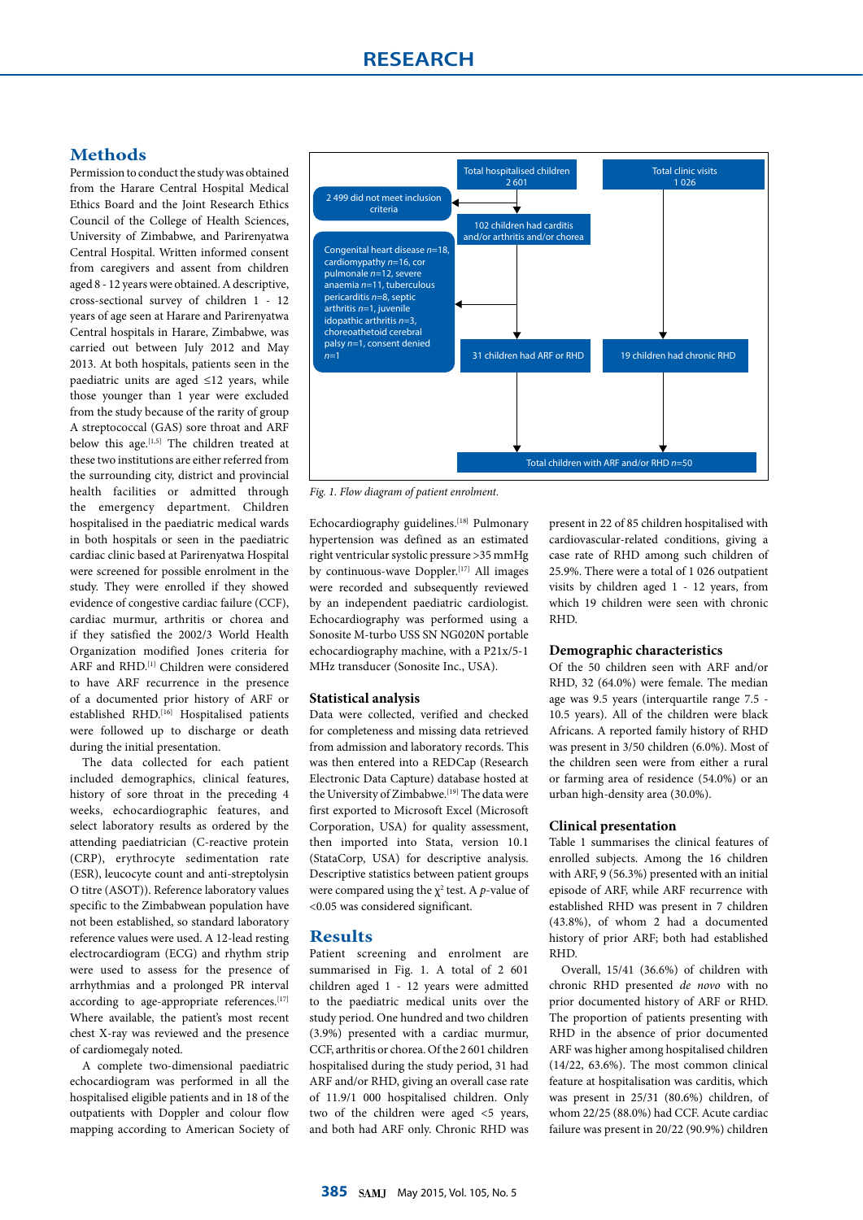## Methods

Permission to conduct the study was obtained from the Harare Central Hospital Medical Ethics Board and the Joint Research Ethics Council of the College of Health Sciences, University of Zimbabwe, and Parirenyatwa Central Hospital. Written informed consent from caregivers and assent from children aged 8 - 12 years were obtained. A descriptive, cross-sectional survey of children 1 - 12 years of age seen at Harare and Parirenyatwa Central hospitals in Harare, Zimbabwe, was carried out between July 2012 and May 2013. At both hospitals, patients seen in the paediatric units are aged ≤12 years, while those younger than 1 year were excluded from the study because of the rarity of group A streptococcal (GAS) sore throat and ARF below this age.[1,5] The children treated at these two institutions are either referred from the surrounding city, district and provincial health facilities or admitted through the emergency department. Children hospitalised in the paediatric medical wards in both hospitals or seen in the paediatric cardiac clinic based at Parirenyatwa Hospital were screened for possible enrolment in the study. They were enrolled if they showed evidence of congestive cardiac failure (CCF), cardiac murmur, arthritis or chorea and if they satisfied the 2002/3 World Health Organization modified Jones criteria for ARF and RHD.[1] Children were considered to have ARF recurrence in the presence of a documented prior history of ARF or established RHD.[16] Hospitalised patients were followed up to discharge or death during the initial presentation.

The data collected for each patient included demographics, clinical features, history of sore throat in the preceding 4 weeks, echocardiographic features, and select laboratory results as ordered by the attending paediatrician (C-reactive protein (CRP), erythrocyte sedimentation rate (ESR), leucocyte count and anti-streptolysin O titre (ASOT)). Reference laboratory values specific to the Zimbabwean population have not been established, so standard laboratory reference values were used. A 12-lead resting electrocardiogram (ECG) and rhythm strip were used to assess for the presence of arrhythmias and a prolonged PR interval according to age-appropriate references.[17] Where available, the patient's most recent chest X-ray was reviewed and the presence of cardiomegaly noted.

A complete two-dimensional paediatric echocardiogram was performed in all the hospitalised eligible patients and in 18 of the outpatients with Doppler and colour flow mapping according to American Society of Echocardiography guidelines.[18] Pulmonary hypertension was defined as an estimated right ventricular systolic pressure >35 mmHg by continuous-wave Doppler.[17] All images were recorded and subsequently reviewed by an independent paediatric cardiologist. Echocardiography was performed using a Sonosite M-turbo USS SN NG020N portable echocardiography machine, with a P21x/5-1 MHz transducer (Sonosite Inc., USA).

Total hospitalised children 2 601 → 2 499 did not meet inclusion criteria; 102 children had carditis and/or arthritis and/or chorea → Congenital heart disease *n*=18, cardiomypathy *n*=16, cor pulmonale *n*=12, severe anaemia *n*=11, tuberculous pericarditis *n*=8, septic arthritis *n*=1, juvenile idiopathic arthritis *n*=3, choreoathetoid cerebral palsy *n*=1, consent denied *n*=1; 31 children had ARF or RHD

Total clinic visits 1 026 → 19 children had chronic RHD

Total children with ARF and/or RHD *n*=50

*Fig. 1. Flow diagram of patient enrolment.*

### Statistical analysis

Data were collected, verified and checked for completeness and missing data retrieved from admission and laboratory records. This was then entered into a REDCap (Research Electronic Data Capture) database hosted at the University of Zimbabwe.[19] The data were first exported to Microsoft Excel (Microsoft Corporation, USA) for quality assessment, then imported into Stata, version 10.1 (StataCorp, USA) for descriptive analysis. Descriptive statistics between patient groups were compared using the $\chi^2$ test. A *p*-value of <0.05 was considered significant.

## Results

Patient screening and enrolment are summarised in Fig. 1. A total of 2 601 children aged 1 - 12 years were admitted to the paediatric medical units over the study period. One hundred and two children (3.9%) presented with a cardiac murmur, CCF, arthritis or chorea. Of the 2 601 children hospitalised during the study period, 31 had ARF and/or RHD, giving an overall case rate of 11.9/1 000 hospitalised children. Only two of the children were aged <5 years, and both had ARF only. Chronic RHD was present in 22 of 85 children hospitalised with cardiovascular-related conditions, giving a case rate of RHD among such children of 25.9%. There were a total of 1 026 outpatient visits by children aged 1 - 12 years, from which 19 children were seen with chronic RHD.

### Demographic characteristics

Of the 50 children seen with ARF and/or RHD, 32 (64.0%) were female. The median age was 9.5 years (interquartile range 7.5 - 10.5 years). All of the children were black Africans. A reported family history of RHD was present in 3/50 children (6.0%). Most of the children seen were from either a rural or farming area of residence (54.0%) or an urban high-density area (30.0%).

### Clinical presentation

Table 1 summarises the clinical features of enrolled subjects. Among the 16 children with ARF, 9 (56.3%) presented with an initial episode of ARF, while ARF recurrence with established RHD was present in 7 children (43.8%), of whom 2 had a documented history of prior ARF; both had established RHD.

Overall, 15/41 (36.6%) of children with chronic RHD presented *de novo* with no prior documented history of ARF or RHD. The proportion of patients presenting with RHD in the absence of prior documented ARF was higher among hospitalised children (14/22, 63.6%). The most common clinical feature at hospitalisation was carditis, which was present in 25/31 (80.6%) children, of whom 22/25 (88.0%) had CCF. Acute cardiac failure was present in 20/22 (90.9%) children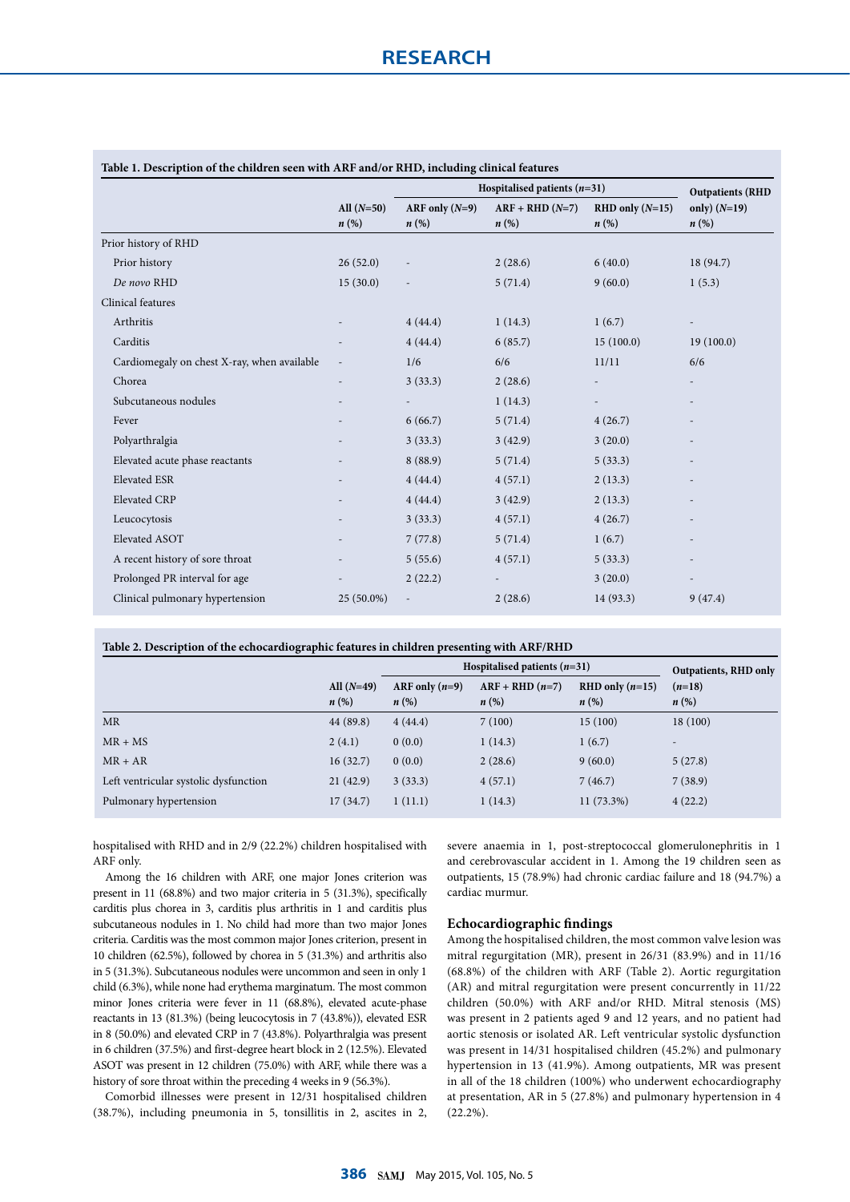**Table 1. Description of the children seen with ARF and/or RHD, including clinical features**

| | All (*N*=50) *n* (%) | Hospitalised patients (*n*=31) ARF only (*N*=9) *n* (%) | ARF + RHD (*N*=7) *n* (%) | RHD only (*N*=15) *n* (%) | Outpatients (RHD only) (*N*=19) *n* (%) |
|---|---|---|---|---|---|
| Prior history of RHD | | | | | |
| Prior history | 26 (52.0) | - | 2 (28.6) | 6 (40.0) | 18 (94.7) |
| *De novo* RHD | 15 (30.0) | - | 5 (71.4) | 9 (60.0) | 1 (5.3) |
| Clinical features | | | | | |
| Arthritis | - | 4 (44.4) | 1 (14.3) | 1 (6.7) | - |
| Carditis | - | 4 (44.4) | 6 (85.7) | 15 (100.0) | 19 (100.0) |
| Cardiomegaly on chest X-ray, when available | - | 1/6 | 6/6 | 11/11 | 6/6 |
| Chorea | - | 3 (33.3) | 2 (28.6) | - | - |
| Subcutaneous nodules | - | - | 1 (14.3) | - | - |
| Fever | - | 6 (66.7) | 5 (71.4) | 4 (26.7) | - |
| Polyarthralgia | - | 3 (33.3) | 3 (42.9) | 3 (20.0) | - |
| Elevated acute phase reactants | - | 8 (88.9) | 5 (71.4) | 5 (33.3) | - |
| Elevated ESR | - | 4 (44.4) | 4 (57.1) | 2 (13.3) | - |
| Elevated CRP | - | 4 (44.4) | 3 (42.9) | 2 (13.3) | - |
| Leucocytosis | - | 3 (33.3) | 4 (57.1) | 4 (26.7) | - |
| Elevated ASOT | - | 7 (77.8) | 5 (71.4) | 1 (6.7) | - |
| A recent history of sore throat | - | 5 (55.6) | 4 (57.1) | 5 (33.3) | - |
| Prolonged PR interval for age | - | 2 (22.2) | - | 3 (20.0) | - |
| Clinical pulmonary hypertension | 25 (50.0%) | - | 2 (28.6) | 14 (93.3) | 9 (47.4) |

**Table 2. Description of the echocardiographic features in children presenting with ARF/RHD**

| | All (*N*=49) *n* (%) | Hospitalised patients (*n*=31) ARF only (*n*=9) *n* (%) | ARF + RHD (*n*=7) *n* (%) | RHD only (*n*=15) *n* (%) | Outpatients, RHD only (*n*=18) *n* (%) |
|---|---|---|---|---|---|
| MR | 44 (89.8) | 4 (44.4) | 7 (100) | 15 (100) | 18 (100) |
| MR + MS | 2 (4.1) | 0 (0.0) | 1 (14.3) | 1 (6.7) | - |
| MR + AR | 16 (32.7) | 0 (0.0) | 2 (28.6) | 9 (60.0) | 5 (27.8) |
| Left ventricular systolic dysfunction | 21 (42.9) | 3 (33.3) | 4 (57.1) | 7 (46.7) | 7 (38.9) |
| Pulmonary hypertension | 17 (34.7) | 1 (11.1) | 1 (14.3) | 11 (73.3%) | 4 (22.2) |

hospitalised with RHD and in 2/9 (22.2%) children hospitalised with ARF only.

Among the 16 children with ARF, one major Jones criterion was present in 11 (68.8%) and two major criteria in 5 (31.3%), specifically carditis plus chorea in 3, carditis plus arthritis in 1 and carditis plus subcutaneous nodules in 1. No child had more than two major Jones criteria. Carditis was the most common major Jones criterion, present in 10 children (62.5%), followed by chorea in 5 (31.3%) and arthritis also in 5 (31.3%). Subcutaneous nodules were uncommon and seen in only 1 child (6.3%), while none had erythema marginatum. The most common minor Jones criteria were fever in 11 (68.8%), elevated acute-phase reactants in 13 (81.3%) (being leucocytosis in 7 (43.8%)), elevated ESR in 8 (50.0%) and elevated CRP in 7 (43.8%). Polyarthralgia was present in 6 children (37.5%) and first-degree heart block in 2 (12.5%). Elevated ASOT was present in 12 children (75.0%) with ARF, while there was a history of sore throat within the preceding 4 weeks in 9 (56.3%).

Comorbid illnesses were present in 12/31 hospitalised children (38.7%), including pneumonia in 5, tonsillitis in 2, ascites in 2, severe anaemia in 1, post-streptococcal glomerulonephritis in 1 and cerebrovascular accident in 1. Among the 19 children seen as outpatients, 15 (78.9%) had chronic cardiac failure and 18 (94.7%) a cardiac murmur.

### Echocardiographic findings

Among the hospitalised children, the most common valve lesion was mitral regurgitation (MR), present in 26/31 (83.9%) and in 11/16 (68.8%) of the children with ARF (Table 2). Aortic regurgitation (AR) and mitral regurgitation were present concurrently in 11/22 children (50.0%) with ARF and/or RHD. Mitral stenosis (MS) was present in 2 patients aged 9 and 12 years, and no patient had aortic stenosis or isolated AR. Left ventricular systolic dysfunction was present in 14/31 hospitalised children (45.2%) and pulmonary hypertension in 13 (41.9%). Among outpatients, MR was present in all of the 18 children (100%) who underwent echocardiography at presentation, AR in 5 (27.8%) and pulmonary hypertension in 4 (22.2%).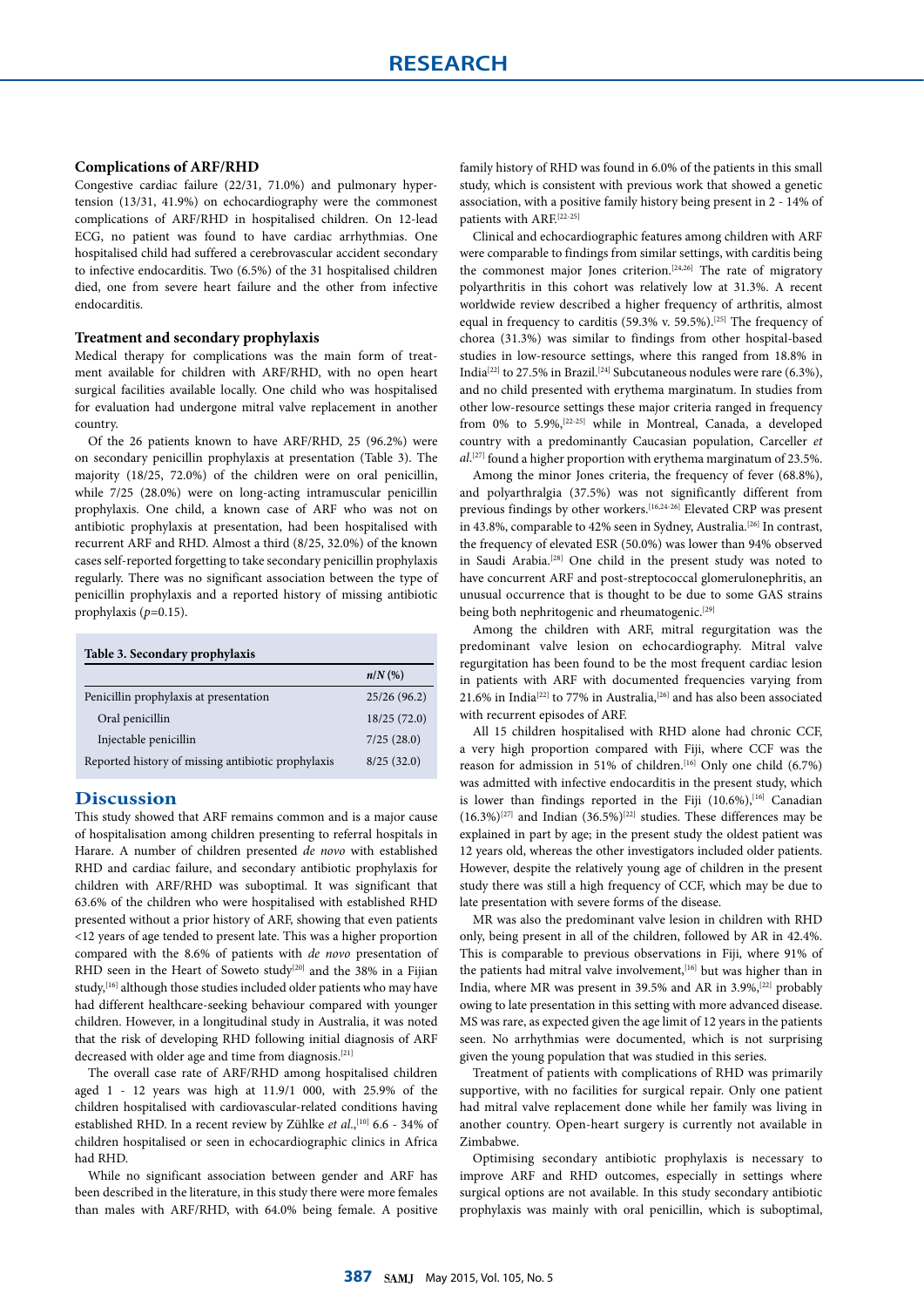### Complications of ARF/RHD

Congestive cardiac failure (22/31, 71.0%) and pulmonary hypertension (13/31, 41.9%) on echocardiography were the commonest complications of ARF/RHD in hospitalised children. On 12-lead ECG, no patient was found to have cardiac arrhythmias. One hospitalised child had suffered a cerebrovascular accident secondary to infective endocarditis. Two (6.5%) of the 31 hospitalised children died, one from severe heart failure and the other from infective endocarditis.

### Treatment and secondary prophylaxis

Medical therapy for complications was the main form of treatment available for children with ARF/RHD, with no open heart surgical facilities available locally. One child who was hospitalised for evaluation had undergone mitral valve replacement in another country.

Of the 26 patients known to have ARF/RHD, 25 (96.2%) were on secondary penicillin prophylaxis at presentation (Table 3). The majority (18/25, 72.0%) of the children were on oral penicillin, while 7/25 (28.0%) were on long-acting intramuscular penicillin prophylaxis. One child, a known case of ARF who was not on antibiotic prophylaxis at presentation, had been hospitalised with recurrent ARF and RHD. Almost a third (8/25, 32.0%) of the known cases self-reported forgetting to take secondary penicillin prophylaxis regularly. There was no significant association between the type of penicillin prophylaxis and a reported history of missing antibiotic prophylaxis (*p*=0.15).

**Table 3. Secondary prophylaxis**

| | *n*/*N* (%) |
|---|---|
| Penicillin prophylaxis at presentation | 25/26 (96.2) |
| Oral penicillin | 18/25 (72.0) |
| Injectable penicillin | 7/25 (28.0) |
| Reported history of missing antibiotic prophylaxis | 8/25 (32.0) |

## Discussion

This study showed that ARF remains common and is a major cause of hospitalisation among children presenting to referral hospitals in Harare. A number of children presented *de novo* with established RHD and cardiac failure, and secondary antibiotic prophylaxis for children with ARF/RHD was suboptimal. It was significant that 63.6% of the children who were hospitalised with established RHD presented without a prior history of ARF, showing that even patients <12 years of age tended to present late. This was a higher proportion compared with the 8.6% of patients with *de novo* presentation of RHD seen in the Heart of Soweto study[20] and the 38% in a Fijian study,[16] although those studies included older patients who may have had different healthcare-seeking behaviour compared with younger children. However, in a longitudinal study in Australia, it was noted that the risk of developing RHD following initial diagnosis of ARF decreased with older age and time from diagnosis.[21]

The overall case rate of ARF/RHD among hospitalised children aged 1 - 12 years was high at 11.9/1 000, with 25.9% of the children hospitalised with cardiovascular-related conditions having established RHD. In a recent review by Zühlke *et al.*,[10] 6.6 - 34% of children hospitalised or seen in echocardiographic clinics in Africa had RHD.

While no significant association between gender and ARF has been described in the literature, in this study there were more females than males with ARF/RHD, with 64.0% being female. A positive family history of RHD was found in 6.0% of the patients in this small study, which is consistent with previous work that showed a genetic association, with a positive family history being present in 2 - 14% of patients with ARF.[22-25]

Clinical and echocardiographic features among children with ARF were comparable to findings from similar settings, with carditis being the commonest major Jones criterion.[24,26] The rate of migratory polyarthritis in this cohort was relatively low at 31.3%. A recent worldwide review described a higher frequency of arthritis, almost equal in frequency to carditis (59.3% v. 59.5%).[25] The frequency of chorea (31.3%) was similar to findings from other hospital-based studies in low-resource settings, where this ranged from 18.8% in India[22] to 27.5% in Brazil.[24] Subcutaneous nodules were rare (6.3%), and no child presented with erythema marginatum. In studies from other low-resource settings these major criteria ranged in frequency from 0% to 5.9%,[22-25] while in Montreal, Canada, a developed country with a predominantly Caucasian population, Carceller *et al*.[27] found a higher proportion with erythema marginatum of 23.5%.

Among the minor Jones criteria, the frequency of fever (68.8%), and polyarthralgia (37.5%) was not significantly different from previous findings by other workers.[16,24-26] Elevated CRP was present in 43.8%, comparable to 42% seen in Sydney, Australia.[26] In contrast, the frequency of elevated ESR (50.0%) was lower than 94% observed in Saudi Arabia.[28] One child in the present study was noted to have concurrent ARF and post-streptococcal glomerulonephritis, an unusual occurrence that is thought to be due to some GAS strains being both nephritogenic and rheumatogenic.[29]

Among the children with ARF, mitral regurgitation was the predominant valve lesion on echocardiography. Mitral valve regurgitation has been found to be the most frequent cardiac lesion in patients with ARF with documented frequencies varying from 21.6% in India[22] to 77% in Australia,[26] and has also been associated with recurrent episodes of ARF.

All 15 children hospitalised with RHD alone had chronic CCF, a very high proportion compared with Fiji, where CCF was the reason for admission in 51% of children.[16] Only one child (6.7%) was admitted with infective endocarditis in the present study, which is lower than findings reported in the Fiji (10.6%),[16] Canadian (16.3%)[27] and Indian (36.5%)[22] studies. These differences may be explained in part by age; in the present study the oldest patient was 12 years old, whereas the other investigators included older patients. However, despite the relatively young age of children in the present study there was still a high frequency of CCF, which may be due to late presentation with severe forms of the disease.

MR was also the predominant valve lesion in children with RHD only, being present in all of the children, followed by AR in 42.4%. This is comparable to previous observations in Fiji, where 91% of the patients had mitral valve involvement,[16] but was higher than in India, where MR was present in 39.5% and AR in 3.9%,[22] probably owing to late presentation in this setting with more advanced disease. MS was rare, as expected given the age limit of 12 years in the patients seen. No arrhythmias were documented, which is not surprising given the young population that was studied in this series.

Treatment of patients with complications of RHD was primarily supportive, with no facilities for surgical repair. Only one patient had mitral valve replacement done while her family was living in another country. Open-heart surgery is currently not available in Zimbabwe.

Optimising secondary antibiotic prophylaxis is necessary to improve ARF and RHD outcomes, especially in settings where surgical options are not available. In this study secondary antibiotic prophylaxis was mainly with oral penicillin, which is suboptimal,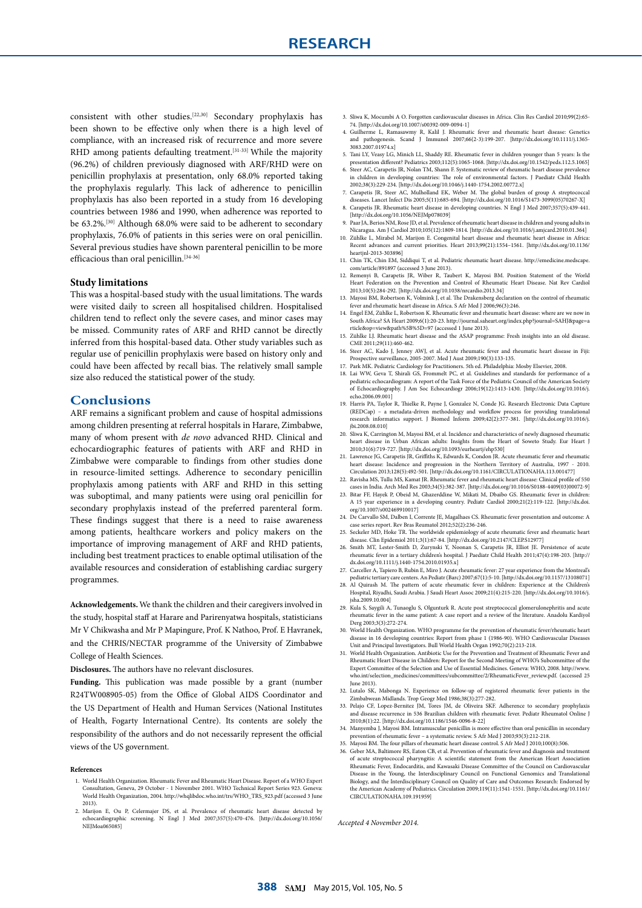consistent with other studies.[22,30] Secondary prophylaxis has been shown to be effective only when there is a high level of compliance, with an increased risk of recurrence and more severe RHD among patients defaulting treatment.[31-33] While the majority (96.2%) of children previously diagnosed with ARF/RHD were on penicillin prophylaxis at presentation, only 68.0% reported taking the prophylaxis regularly. This lack of adherence to penicillin prophylaxis has also been reported in a study from 16 developing countries between 1986 and 1990, when adherence was reported to be 63.2%.[30] Although 68.0% were said to be adherent to secondary prophylaxis, 76.0% of patients in this series were on oral penicillin. Several previous studies have shown parenteral penicillin to be more efficacious than oral penicillin.[34-36]

### Study limitations

This was a hospital-based study with the usual limitations. The wards were visited daily to screen all hospitalised children. Hospitalised children tend to reflect only the severe cases, and minor cases may be missed. Community rates of ARF and RHD cannot be directly inferred from this hospital-based data. Other study variables such as regular use of penicillin prophylaxis were based on history only and could have been affected by recall bias. The relatively small sample size also reduced the statistical power of the study.

## Conclusions

ARF remains a significant problem and cause of hospital admissions among children presenting at referral hospitals in Harare, Zimbabwe, many of whom present with *de novo* advanced RHD. Clinical and echocardiographic features of patients with ARF and RHD in Zimbabwe were comparable to findings from other studies done in resource-limited settings. Adherence to secondary penicillin prophylaxis among patients with ARF and RHD in this setting was suboptimal, and many patients were using oral penicillin for secondary prophylaxis instead of the preferred parenteral form. These findings suggest that there is a need to raise awareness among patients, healthcare workers and policy makers on the importance of improving management of ARF and RHD patients, including best treatment practices to enable optimal utilisation of the available resources and consideration of establishing cardiac surgery programmes.

**Acknowledgements.** We thank the children and their caregivers involved in the study, hospital staff at Harare and Parirenyatwa hospitals, statisticians Mr V Chikwasha and Mr P Mapingure, Prof. K Nathoo, Prof. E Havranek, and the CHRIS/NECTAR programme of the University of Zimbabwe College of Health Sciences.

**Disclosures.** The authors have no relevant disclosures.

**Funding.** This publication was made possible by a grant (number R24TW008905-05) from the Office of Global AIDS Coordinator and the US Department of Health and Human Services (National Institutes of Health, Fogarty International Centre). Its contents are solely the responsibility of the authors and do not necessarily represent the official views of the US government.

#### References

1. World Health Organization. Rheumatic Fever and Rheumatic Heart Disease. Report of a WHO Expert Consultation, Geneva, 29 October - 1 November 2001. WHO Technical Report Series 923. Geneva: World Health Organization, 2004. http://whqlibdoc.who.int/trs/WHO_TRS_923.pdf (accessed 3 June 2013).
2. Marijon E, Ou P, Celermajer DS, et al. Prevalence of rheumatic heart disease detected by echocardiographic screening. N Engl J Med 2007;357(5):470-476. [http://dx.doi.org/10.1056/NEJMoa065085]
3. Sliwa K, Mocumbi A O. Forgotten cardiovascular diseases in Africa. Clin Res Cardiol 2010;99(2):65-74. [http://dx.doi.org/10.1007/s00392-009-0094-1]
4. Guilherme L, Ramasawmy R, Kalil J. Rheumatic fever and rheumatic heart disease: Genetics and pathogenesis. Scand J Immunol 2007;66(2-3):199-207. [http://dx.doi.org/10.1111/j.1365-3083.2007.01974.x]
5. Tani LY, Veasy LG, Minich LL, Shaddy RE. Rheumatic fever in children younger than 5 years: Is the presentation different? Pediatrics 2003;112(5):1065-1068. [http://dx.doi.org/10.1542/peds.112.5.1065]
6. Steer AC, Carapetis JR, Nolan TM, Shann F. Systematic review of rheumatic heart disease prevalence in children in developing countries: The role of environmental factors. J Paediatr Child Health 2002;38(3):229-234. [http://dx.doi.org/10.1046/j.1440-1754.2002.00772.x]
7. Carapetis JR, Steer AC, Mulholland EK, Weber M. The global burden of group A streptococcal diseases. Lancet Infect Dis 2005;5(11):685-694. [http://dx.doi.org/10.1016/S1473-3099(05)70267-X]
8. Carapetis JR. Rheumatic heart disease in developing countries. N Engl J Med 2007;357(5):439-441. [http://dx.doi.org/10.1056/NEJMp078039]
9. Paar JA, Berios NM, Rose JD, et al. Prevalence of rheumatic heart disease in children and young adults in Nicaragua. Am J Cardiol 2010;105(12):1809-1814. [http://dx.doi.org/10.1016/j.amjcard.2010.01.364]
10. Zühlke L, Mirabel M, Marijon E. Congenital heart disease and rheumatic heart disease in Africa: Recent advances and current priorities. Heart 2013;99(21):1554-1561. [http://dx.doi.org/10.1136/heartjnl-2013-303896]
11. Chin TK, Chin EM, Siddiqui T, et al. Pediatric rheumatic heart disease. http://emedicine.medscape.com/article/891897 (accessed 3 June 2013).
12. Remenyi B, Carapetis JR, Wiber R, Taubert K, Mayosi BM. Position Statement of the World Heart Federation on the Prevention and Control of Rheumatic Heart Disease. Nat Rev Cardiol 2013;10(5):284-292. [http://dx.doi.org/10.1038/nrcardio.2013.34]
13. Mayosi BM, Robertson K, Volmink J, et al. The Drakensberg declaration on the control of rheumatic fever and rheumatic heart disease in Africa. S Afr Med J 2006;96(3):246.
14. Engel EM, Zühlke L, Robertson K. Rheumatic fever and rheumatic heart disease: where are we now in South Africa? SA Heart 2009;6(1):20-23. http://journal.saheart.org/index.php?journal=SAHJ&page=article&op=view&path%5B%5D=97 (accessed 1 June 2013).
15. Zühlke LJ. Rheumatic heart disease and the ASAP programme: Fresh insights into an old disease. CME 2011;29(11):460-462.
16. Steer AC, Kado J, Jenney AWJ, et al. Acute rheumatic fever and rheumatic heart disease in Fiji: Prospective surveillance, 2005-2007. Med J Aust 2009;190(3):133-135.
17. Park MK. Pediatric Cardiology for Practitioners. 5th ed. Philadelphia: Mosby Elsevier, 2008.
18. Lai WW, Geva T, Shirali GS, Frommelt PC, et al. Guidelines and standards for performance of a pediatric echocardiogram: A report of the Task Force of the Pediatric Council of the American Society of Echocardiography. J Am Soc Echocardiogr 2006;19(12):1413-1430. [http://dx.doi.org/10.1016/j.echo.2006.09.001]
19. Harris PA, Taylor R, Thielke R, Payne J, Gonzalez N, Conde JG. Research Electronic Data Capture (REDCap) – a metadata-driven methodology and workflow process for providing translational research informatics support. J Biomed Inform 2009;42(2):377-381. [http://dx.doi.org/10.1016/j.jbi.2008.08.010]
20. Sliwa K, Carrington M, Mayosi BM, et al. Incidence and characteristics of newly diagnosed rheumatic heart disease in Urban African adults: Insights from the Heart of Soweto Study. Eur Heart J 2010;31(6):719-727. [http://dx.doi.org/10.1093/eurheartj/ehp530]
21. Lawrence JG, Carapetis JR, Griffiths K, Edwards K, Condon JR. Acute rheumatic fever and rheumatic heart disease: Incidence and progression in the Northern Territory of Australia, 1997 - 2010. Circulation 2013;128(5):492-501. [http://dx.doi.org/10.1161/CIRCULATIONAHA.113.001477]
22. Ravisha MS, Tullu MS, Kamat JR. Rheumatic fever and rheumatic heart disease: Clinical profile of 550 cases in India. Arch Med Res 2003;34(5):382-387. [http://dx.doi.org/10.1016/S0188-4409(03)00072-9]
23. Bitar FF, Hayek P, Obeid M, Ghazerddine W, Mikati M, Dbaibo GS. Rheumatic fever in children: A 15 year experience in a developing country. Pediatr Cardiol 2000;21(2):119-122. [http://dx.doi.org/10.1007/s002469910017]
24. De Carvallo SM, Dalben I, Corrente JE, Magalhaes CS. Rheumatic fever presentation and outcome: A case series report. Rev Bras Reumatol 2012;52(2):236-246.
25. Seckeler MD, Hoke TR. The worldwide epidemiology of acute rheumatic fever and rheumatic heart disease. Clin Epidemiol 2011;3(1):67-84. [http://dx.doi.org/10.2147/CLEP.S12977]
26. Smith MT, Lester-Smith D, Zurynski Y, Noonan S, Carapetis JR, Elliot JE. Persistence of acute rheumatic fever in a tertiary children's hospital. J Paediatr Child Health 2011;47(4):198-203. [http://dx.doi.org/10.1111/j.1440-1754.2010.01935.x]
27. Carceller A, Tapiero B, Rubin E, Miro J. Acute rheumatic fever: 27 year experience from the Montreal's pediatric tertiary care centers. An Pediatr (Barc) 2007;67(1):5-10. [http://dx.doi.org/10.1157/13108071]
28. Al Quirash M. The pattern of acute rheumatic fever in children: Experience at the Children's Hospital, Riyadhi, Saudi Arabia. J Saudi Heart Assoc 2009;21(4):215-220. [http://dx.doi.org/10.1016/j.jsha.2009.10.004]
29. Kula S, Saygili A, Tunaoglu S, Olgunturk R. Acute post streptococcal glomerulonephritis and acute rheumatic fever in the same patient: A case report and a review of the literature. Anadolu Kardiyol Derg 2003;3(3):272-274.
30. World Health Organization. WHO programme for the prevention of rheumatic fever/rheumatic heart disease in 16 developing countries: Report from phase 1 (1986-90). WHO Cardiovascular Diseases Unit and Principal Investigators. Bull World Health Organ 1992;70(2):213-218.
31. World Health Organization. Antibiotic Use for the Prevention and Treatment of Rheumatic Fever and Rheumatic Heart Disease in Children: Report for the Second Meeting of WHO's Subcommittee of the Expert Committee of the Selection and Use of Essential Medicines. Geneva: WHO, 2008. http://www.who.int/selection_medicines/committees/subcommittee/2/RheumaticFever_review.pdf. (accessed 25 June 2013).
32. Lutalo SK, Mabonga N. Experience on follow-up of registered rheumatic fever patients in the Zimbabwean Midlands. Trop Geogr Med 1986;38(3):277-282.
33. Pelajo CF, Lopez-Bernitez JM, Tores JM, de Oliveira SKF. Adherence to secondary prophylaxis and disease recurrence in 536 Brazilian children with rheumatic fever. Pediatr Rheumatol Online J 2010;8(1):22. [http://dx.doi.org/10.1186/1546-0096-8-22]
34. Manyemba J, Mayosi BM. Intramuscular penicillin is more effective than oral penicillin in secondary prevention of rheumatic fever – a systematic review. S Afr Med J 2003;93(3):212-218.
35. Mayosi BM. The four pillars of rheumatic heart disease control. S Afr Med J 2010;100(8):506.
36. Geber MA, Baltimore RS, Eaton CB, et al. Prevention of rheumatic fever and diagnosis and treatment of acute streptococcal pharyngitis: A scientific statement from the American Heart Association Rheumatic Fever, Endocarditis, and Kawasaki Disease Committee of the Council on Cardiovascular Disease in the Young, the Interdisciplinary Council on Functional Genomics and Translational Biology, and the Interdisciplinary Council on Quality of Care and Outcomes Research: Endorsed by the American Academy of Pediatrics. Circulation 2009;119(11):1541-1551. [http://dx.doi.org/10.1161/CIRCULATIONAHA.109.191959]

*Accepted 4 November 2014.*